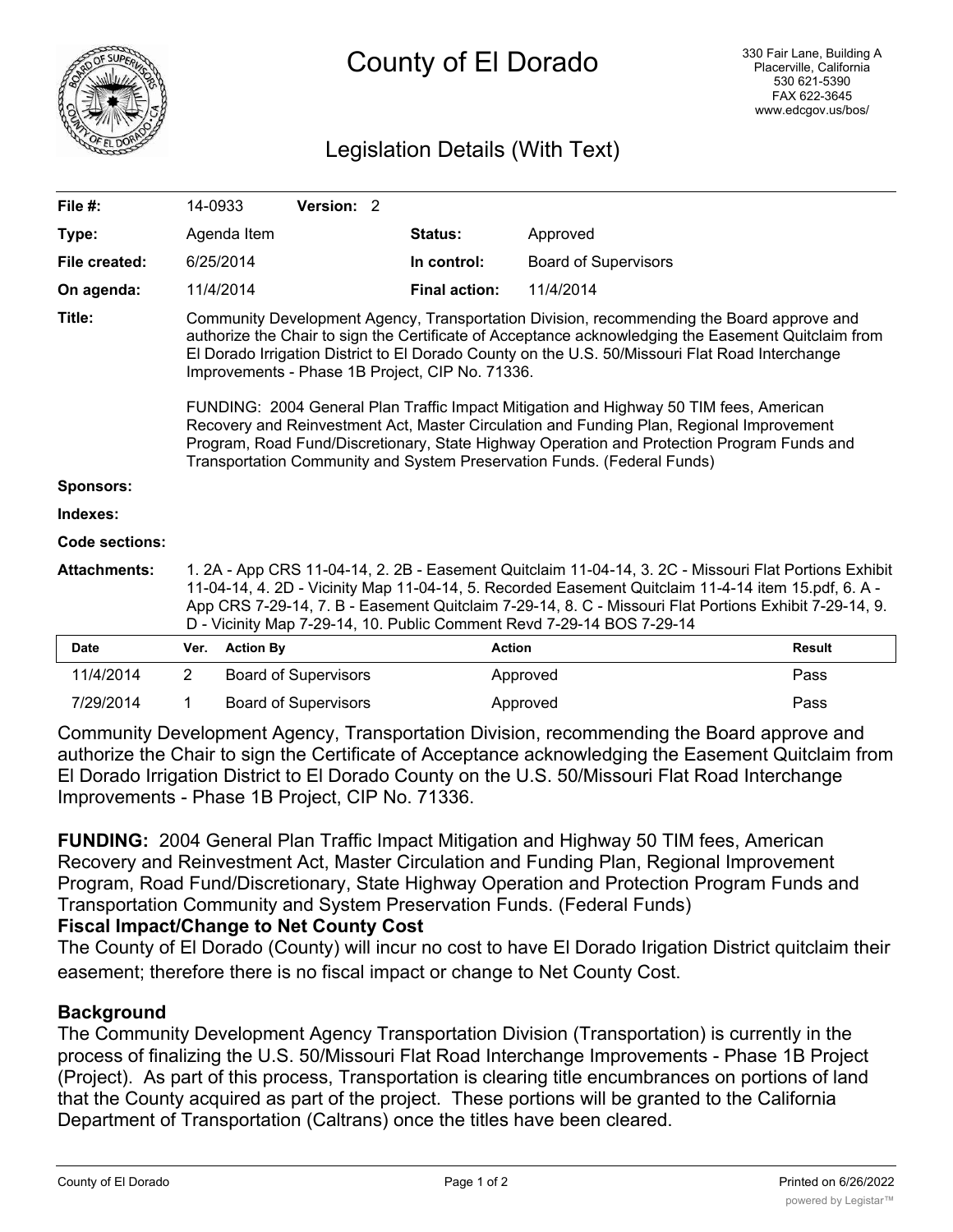# County of El Dorado

330 Fair Lane, Building A
Placerville, California
530 621-5390
FAX 622-3645
www.edcgov.us/bos/

## Legislation Details (With Text)

| | | | |
|---|---|---|---|
| **File #:** | 14-0933 **Version:** 2 | | |
| **Type:** | Agenda Item | **Status:** | Approved |
| **File created:** | 6/25/2014 | **In control:** | Board of Supervisors |
| **On agenda:** | 11/4/2014 | **Final action:** | 11/4/2014 |

**Title:** Community Development Agency, Transportation Division, recommending the Board approve and authorize the Chair to sign the Certificate of Acceptance acknowledging the Easement Quitclaim from El Dorado Irrigation District to El Dorado County on the U.S. 50/Missouri Flat Road Interchange Improvements - Phase 1B Project, CIP No. 71336.

FUNDING: 2004 General Plan Traffic Impact Mitigation and Highway 50 TIM fees, American Recovery and Reinvestment Act, Master Circulation and Funding Plan, Regional Improvement Program, Road Fund/Discretionary, State Highway Operation and Protection Program Funds and Transportation Community and System Preservation Funds. (Federal Funds)

**Sponsors:**

**Indexes:**

**Code sections:**

**Attachments:** 1. 2A - App CRS 11-04-14, 2. 2B - Easement Quitclaim 11-04-14, 3. 2C - Missouri Flat Portions Exhibit 11-04-14, 4. 2D - Vicinity Map 11-04-14, 5. Recorded Easement Quitclaim 11-4-14 item 15.pdf, 6. A - App CRS 7-29-14, 7. B - Easement Quitclaim 7-29-14, 8. C - Missouri Flat Portions Exhibit 7-29-14, 9. D - Vicinity Map 7-29-14, 10. Public Comment Revd 7-29-14 BOS 7-29-14

| Date | Ver. | Action By | Action | Result |
|---|---|---|---|---|
| 11/4/2014 | 2 | Board of Supervisors | Approved | Pass |
| 7/29/2014 | 1 | Board of Supervisors | Approved | Pass |

Community Development Agency, Transportation Division, recommending the Board approve and authorize the Chair to sign the Certificate of Acceptance acknowledging the Easement Quitclaim from El Dorado Irrigation District to El Dorado County on the U.S. 50/Missouri Flat Road Interchange Improvements - Phase 1B Project, CIP No. 71336.

**FUNDING:** 2004 General Plan Traffic Impact Mitigation and Highway 50 TIM fees, American Recovery and Reinvestment Act, Master Circulation and Funding Plan, Regional Improvement Program, Road Fund/Discretionary, State Highway Operation and Protection Program Funds and Transportation Community and System Preservation Funds. (Federal Funds)

**Fiscal Impact/Change to Net County Cost**

The County of El Dorado (County) will incur no cost to have El Dorado Irigation District quitclaim their easement; therefore there is no fiscal impact or change to Net County Cost.

**Background**

The Community Development Agency Transportation Division (Transportation) is currently in the process of finalizing the U.S. 50/Missouri Flat Road Interchange Improvements - Phase 1B Project (Project). As part of this process, Transportation is clearing title encumbrances on portions of land that the County acquired as part of the project. These portions will be granted to the California Department of Transportation (Caltrans) once the titles have been cleared.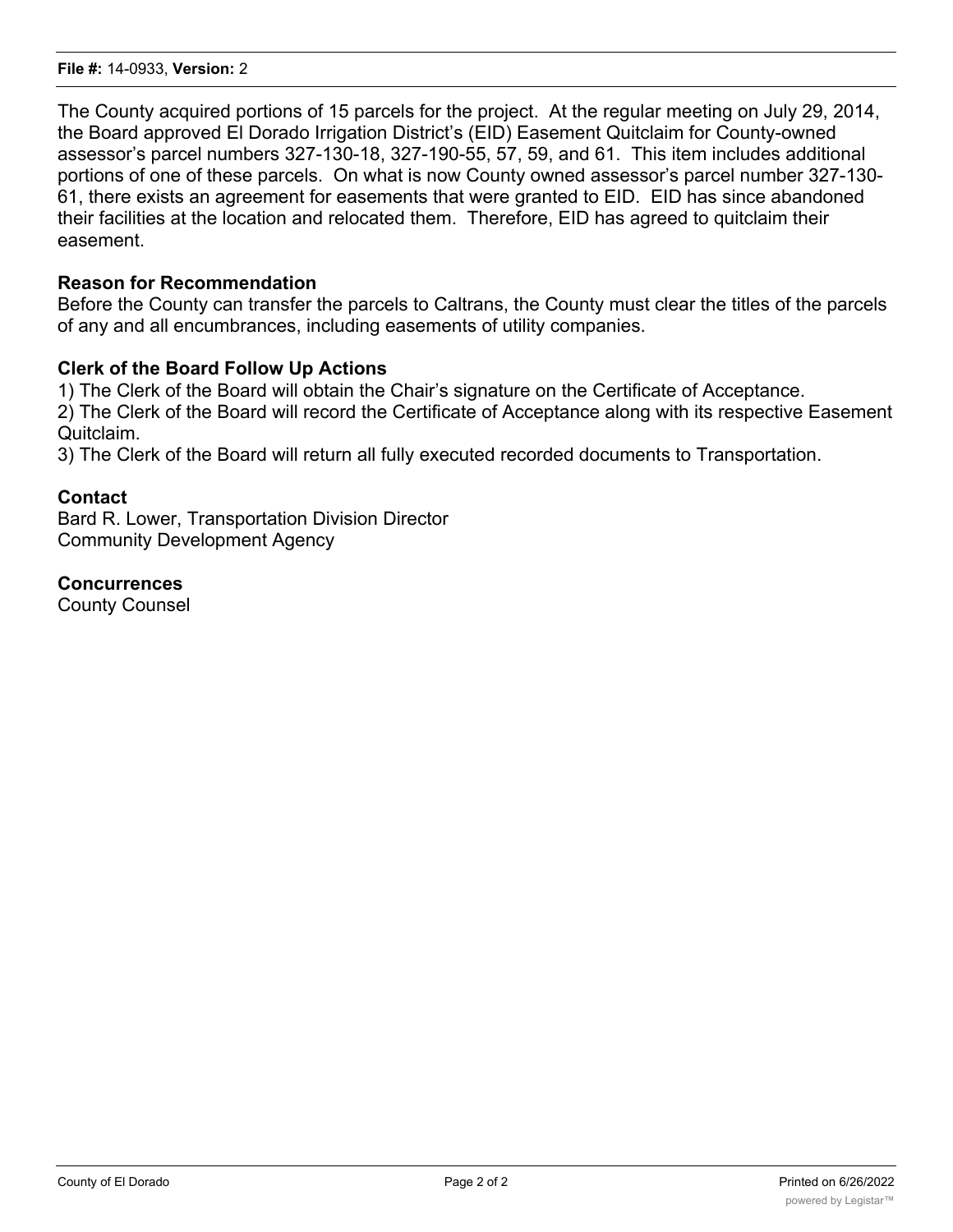The County acquired portions of 15 parcels for the project. At the regular meeting on July 29, 2014, the Board approved El Dorado Irrigation District's (EID) Easement Quitclaim for County-owned assessor's parcel numbers 327-130-18, 327-190-55, 57, 59, and 61. This item includes additional portions of one of these parcels. On what is now County owned assessor's parcel number 327-130-61, there exists an agreement for easements that were granted to EID. EID has since abandoned their facilities at the location and relocated them. Therefore, EID has agreed to quitclaim their easement.

## Reason for Recommendation

Before the County can transfer the parcels to Caltrans, the County must clear the titles of the parcels of any and all encumbrances, including easements of utility companies.

## Clerk of the Board Follow Up Actions

1) The Clerk of the Board will obtain the Chair's signature on the Certificate of Acceptance.
2) The Clerk of the Board will record the Certificate of Acceptance along with its respective Easement Quitclaim.
3) The Clerk of the Board will return all fully executed recorded documents to Transportation.

## Contact

Bard R. Lower, Transportation Division Director
Community Development Agency

## Concurrences

County Counsel